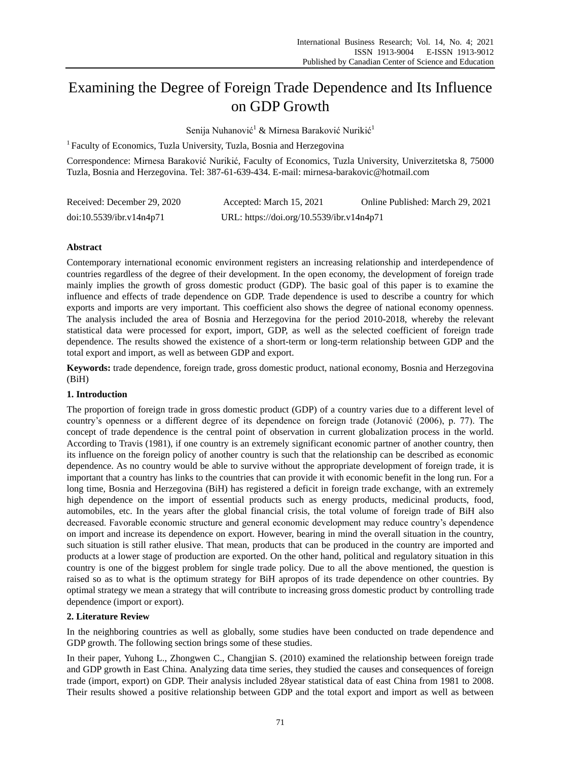# Examining the Degree of Foreign Trade Dependence and Its Influence on GDP Growth

Senija Nuhanović[1] & Mirnesa Baraković Nurikić[1]

[1] Faculty of Economics, Tuzla University, Tuzla, Bosnia and Herzegovina

Correspondence: Mirnesa Baraković Nurikić, Faculty of Economics, Tuzla University, Univerzitetska 8, 75000 Tuzla, Bosnia and Herzegovina. Tel: 387-61-639-434. E-mail: mirnesa-barakovic@hotmail.com

Received: December 29, 2020 Accepted: March 15, 2021 Online Published: March 29, 2021

doi:10.5539/ibr.v14n4p71 URL: https://doi.org/10.5539/ibr.v14n4p71

## Abstract

Contemporary international economic environment registers an increasing relationship and interdependence of countries regardless of the degree of their development. In the open economy, the development of foreign trade mainly implies the growth of gross domestic product (GDP). The basic goal of this paper is to examine the influence and effects of trade dependence on GDP. Trade dependence is used to describe a country for which exports and imports are very important. This coefficient also shows the degree of national economy openness. The analysis included the area of Bosnia and Herzegovina for the period 2010-2018, whereby the relevant statistical data were processed for export, import, GDP, as well as the selected coefficient of foreign trade dependence. The results showed the existence of a short-term or long-term relationship between GDP and the total export and import, as well as between GDP and export.

**Keywords:** trade dependence, foreign trade, gross domestic product, national economy, Bosnia and Herzegovina (BiH)

## 1. Introduction

The proportion of foreign trade in gross domestic product (GDP) of a country varies due to a different level of country's openness or a different degree of its dependence on foreign trade (Jotanović (2006), p. 77). The concept of trade dependence is the central point of observation in current globalization process in the world. According to Travis (1981), if one country is an extremely significant economic partner of another country, then its influence on the foreign policy of another country is such that the relationship can be described as economic dependence. As no country would be able to survive without the appropriate development of foreign trade, it is important that a country has links to the countries that can provide it with economic benefit in the long run. For a long time, Bosnia and Herzegovina (BiH) has registered a deficit in foreign trade exchange, with an extremely high dependence on the import of essential products such as energy products, medicinal products, food, automobiles, etc. In the years after the global financial crisis, the total volume of foreign trade of BiH also decreased. Favorable economic structure and general economic development may reduce country's dependence on import and increase its dependence on export. However, bearing in mind the overall situation in the country, such situation is still rather elusive. That mean, products that can be produced in the country are imported and products at a lower stage of production are exported. On the other hand, political and regulatory situation in this country is one of the biggest problem for single trade policy. Due to all the above mentioned, the question is raised so as to what is the optimum strategy for BiH apropos of its trade dependence on other countries. By optimal strategy we mean a strategy that will contribute to increasing gross domestic product by controlling trade dependence (import or export).

## 2. Literature Review

In the neighboring countries as well as globally, some studies have been conducted on trade dependence and GDP growth. The following section brings some of these studies.

In their paper, Yuhong L., Zhongwen C., Changjian S. (2010) examined the relationship between foreign trade and GDP growth in East China. Analyzing data time series, they studied the causes and consequences of foreign trade (import, export) on GDP. Their analysis included 28year statistical data of east China from 1981 to 2008. Their results showed a positive relationship between GDP and the total export and import as well as between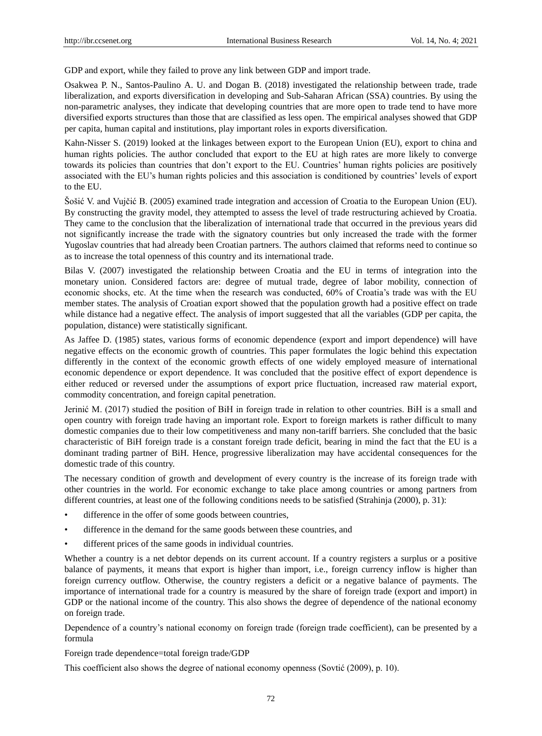GDP and export, while they failed to prove any link between GDP and import trade.

Osakwea P. N., Santos-Paulino A. U. and Dogan B. (2018) investigated the relationship between trade, trade liberalization, and exports diversification in developing and Sub-Saharan African (SSA) countries. By using the non-parametric analyses, they indicate that developing countries that are more open to trade tend to have more diversified exports structures than those that are classified as less open. The empirical analyses showed that GDP per capita, human capital and institutions, play important roles in exports diversification.

Kahn-Nisser S. (2019) looked at the linkages between export to the European Union (EU), export to china and human rights policies. The author concluded that export to the EU at high rates are more likely to converge towards its policies than countries that don't export to the EU. Countries' human rights policies are positively associated with the EU's human rights policies and this association is conditioned by countries' levels of export to the EU.

Šošić V. and Vujčić B. (2005) examined trade integration and accession of Croatia to the European Union (EU). By constructing the gravity model, they attempted to assess the level of trade restructuring achieved by Croatia. They came to the conclusion that the liberalization of international trade that occurred in the previous years did not significantly increase the trade with the signatory countries but only increased the trade with the former Yugoslav countries that had already been Croatian partners. The authors claimed that reforms need to continue so as to increase the total openness of this country and its international trade.

Bilas V. (2007) investigated the relationship between Croatia and the EU in terms of integration into the monetary union. Considered factors are: degree of mutual trade, degree of labor mobility, connection of economic shocks, etc. At the time when the research was conducted, 60% of Croatia's trade was with the EU member states. The analysis of Croatian export showed that the population growth had a positive effect on trade while distance had a negative effect. The analysis of import suggested that all the variables (GDP per capita, the population, distance) were statistically significant.

As Jaffee D. (1985) states, various forms of economic dependence (export and import dependence) will have negative effects on the economic growth of countries. This paper formulates the logic behind this expectation differently in the context of the economic growth effects of one widely employed measure of international economic dependence or export dependence. It was concluded that the positive effect of export dependence is either reduced or reversed under the assumptions of export price fluctuation, increased raw material export, commodity concentration, and foreign capital penetration.

Jerinić M. (2017) studied the position of BiH in foreign trade in relation to other countries. BiH is a small and open country with foreign trade having an important role. Export to foreign markets is rather difficult to many domestic companies due to their low competitiveness and many non-tariff barriers. She concluded that the basic characteristic of BiH foreign trade is a constant foreign trade deficit, bearing in mind the fact that the EU is a dominant trading partner of BiH. Hence, progressive liberalization may have accidental consequences for the domestic trade of this country.

The necessary condition of growth and development of every country is the increase of its foreign trade with other countries in the world. For economic exchange to take place among countries or among partners from different countries, at least one of the following conditions needs to be satisfied (Strahinja (2000), p. 31):

- difference in the offer of some goods between countries,
- difference in the demand for the same goods between these countries, and
- different prices of the same goods in individual countries.

Whether a country is a net debtor depends on its current account. If a country registers a surplus or a positive balance of payments, it means that export is higher than import, i.e., foreign currency inflow is higher than foreign currency outflow. Otherwise, the country registers a deficit or a negative balance of payments. The importance of international trade for a country is measured by the share of foreign trade (export and import) in GDP or the national income of the country. This also shows the degree of dependence of the national economy on foreign trade.

Dependence of a country's national economy on foreign trade (foreign trade coefficient), can be presented by a formula

Foreign trade dependence=total foreign trade/GDP

This coefficient also shows the degree of national economy openness (Sovtić (2009), p. 10).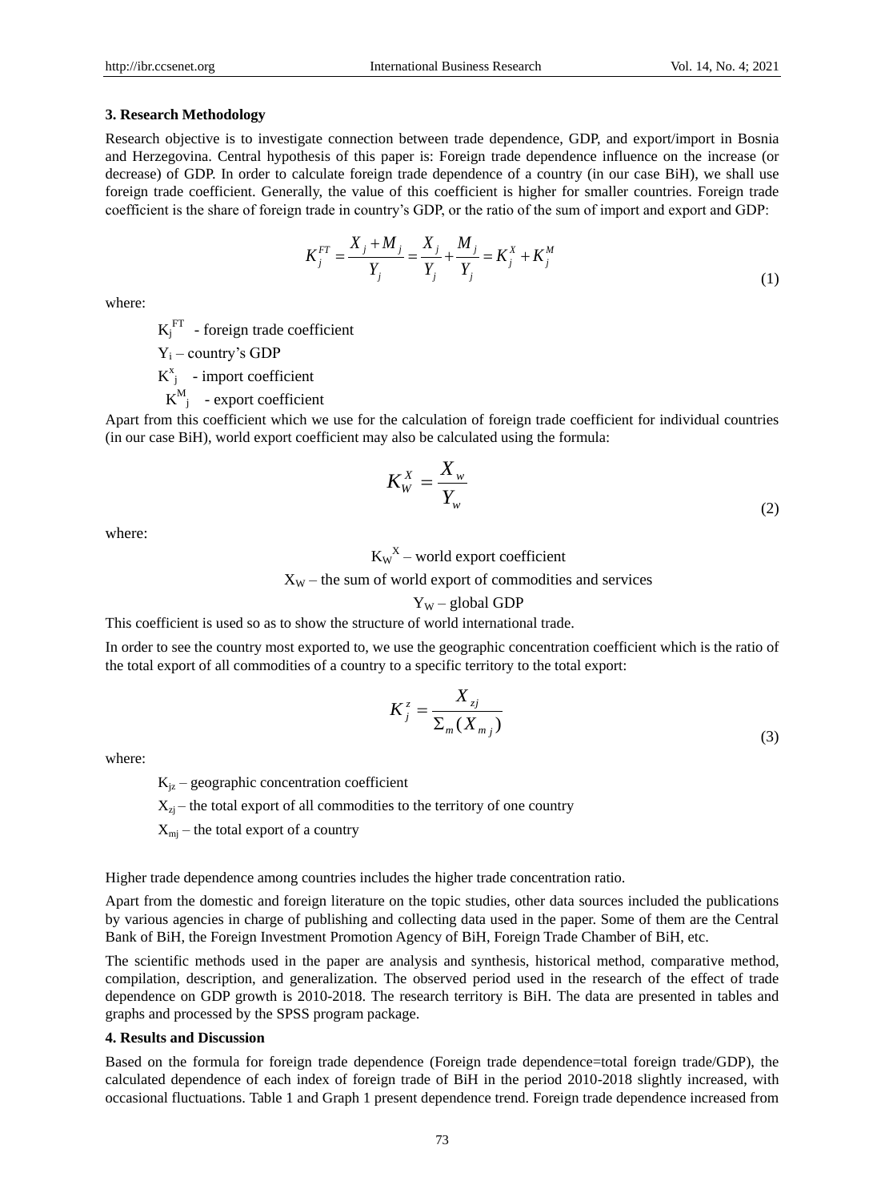### 3. Research Methodology

Research objective is to investigate connection between trade dependence, GDP, and export/import in Bosnia and Herzegovina. Central hypothesis of this paper is: Foreign trade dependence influence on the increase (or decrease) of GDP. In order to calculate foreign trade dependence of a country (in our case BiH), we shall use foreign trade coefficient. Generally, the value of this coefficient is higher for smaller countries. Foreign trade coefficient is the share of foreign trade in country's GDP, or the ratio of the sum of import and export and GDP:

$$K_j^{FT} = \frac{X_j + M_j}{Y_j} = \frac{X_j}{Y_j} + \frac{M_j}{Y_j} = K_j^X + K_j^M \tag{1}$$

where:

$K_j^{FT}$ - foreign trade coefficient

$Y_i$ – country's GDP

$K^x_j$ - import coefficient

$K^M_j$ - export coefficient

Apart from this coefficient which we use for the calculation of foreign trade coefficient for individual countries (in our case BiH), world export coefficient may also be calculated using the formula:

$$K_W^X = \frac{X_w}{Y_w} \tag{2}$$

where:

$K_W^X$ – world export coefficient

$X_W$ – the sum of world export of commodities and services

$Y_W$ – global GDP

This coefficient is used so as to show the structure of world international trade.

In order to see the country most exported to, we use the geographic concentration coefficient which is the ratio of the total export of all commodities of a country to a specific territory to the total export:

$$K_j^z = \frac{X_{zj}}{\Sigma_m (X_{m\,j})} \tag{3}$$

where:

$K_{jz}$ – geographic concentration coefficient

$X_{zj}$ – the total export of all commodities to the territory of one country

$X_{mj}$ – the total export of a country

Higher trade dependence among countries includes the higher trade concentration ratio.

Apart from the domestic and foreign literature on the topic studies, other data sources included the publications by various agencies in charge of publishing and collecting data used in the paper. Some of them are the Central Bank of BiH, the Foreign Investment Promotion Agency of BiH, Foreign Trade Chamber of BiH, etc.

The scientific methods used in the paper are analysis and synthesis, historical method, comparative method, compilation, description, and generalization. The observed period used in the research of the effect of trade dependence on GDP growth is 2010-2018. The research territory is BiH. The data are presented in tables and graphs and processed by the SPSS program package.

### 4. Results and Discussion

Based on the formula for foreign trade dependence (Foreign trade dependence=total foreign trade/GDP), the calculated dependence of each index of foreign trade of BiH in the period 2010-2018 slightly increased, with occasional fluctuations. Table 1 and Graph 1 present dependence trend. Foreign trade dependence increased from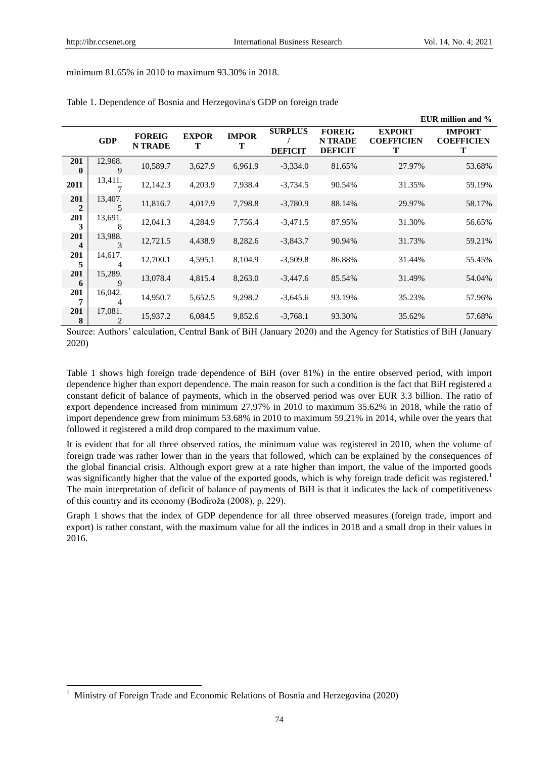minimum 81.65% in 2010 to maximum 93.30% in 2018.

Table 1. Dependence of Bosnia and Herzegovina's GDP on foreign trade

**EUR million and %**

| | GDP | FOREIGN TRADE | EXPORT | IMPORT | SURPLUS / DEFICIT | FOREIGN TRADE DEFICIT | EXPORT COEFFICIENT | IMPORT COEFFICIENT |
|---|---|---|---|---|---|---|---|---|
| **2010** | 12,968.9 | 10,589.7 | 3,627.9 | 6,961.9 | -3,334.0 | 81.65% | 27.97% | 53.68% |
| **2011** | 13,411.7 | 12,142.3 | 4,203.9 | 7,938.4 | -3,734.5 | 90.54% | 31.35% | 59.19% |
| **2012** | 13,407.5 | 11,816.7 | 4,017.9 | 7,798.8 | -3,780.9 | 88.14% | 29.97% | 58.17% |
| **2013** | 13,691.8 | 12,041.3 | 4,284.9 | 7,756.4 | -3,471.5 | 87.95% | 31.30% | 56.65% |
| **2014** | 13,988.3 | 12,721.5 | 4,438.9 | 8,282.6 | -3,843.7 | 90.94% | 31.73% | 59.21% |
| **2015** | 14,617.4 | 12,700.1 | 4,595.1 | 8,104.9 | -3,509.8 | 86.88% | 31.44% | 55.45% |
| **2016** | 15,289.9 | 13,078.4 | 4,815.4 | 8,263.0 | -3,447.6 | 85.54% | 31.49% | 54.04% |
| **2017** | 16,042.4 | 14,950.7 | 5,652.5 | 9,298.2 | -3,645.6 | 93.19% | 35.23% | 57.96% |
| **2018** | 17,081.2 | 15,937.2 | 6,084.5 | 9,852.6 | -3,768.1 | 93.30% | 35.62% | 57.68% |

Source: Authors' calculation, Central Bank of BiH (January 2020) and the Agency for Statistics of BiH (January 2020)

Table 1 shows high foreign trade dependence of BiH (over 81%) in the entire observed period, with import dependence higher than export dependence. The main reason for such a condition is the fact that BiH registered a constant deficit of balance of payments, which in the observed period was over EUR 3.3 billion. The ratio of export dependence increased from minimum 27.97% in 2010 to maximum 35.62% in 2018, while the ratio of import dependence grew from minimum 53.68% in 2010 to maximum 59.21% in 2014, while over the years that followed it registered a mild drop compared to the maximum value.

It is evident that for all three observed ratios, the minimum value was registered in 2010, when the volume of foreign trade was rather lower than in the years that followed, which can be explained by the consequences of the global financial crisis. Although export grew at a rate higher than import, the value of the imported goods was significantly higher that the value of the exported goods, which is why foreign trade deficit was registered.[1] The main interpretation of deficit of balance of payments of BiH is that it indicates the lack of competitiveness of this country and its economy (Bodiroža (2008), p. 229).

Graph 1 shows that the index of GDP dependence for all three observed measures (foreign trade, import and export) is rather constant, with the maximum value for all the indices in 2018 and a small drop in their values in 2016.

[1] Ministry of Foreign Trade and Economic Relations of Bosnia and Herzegovina (2020)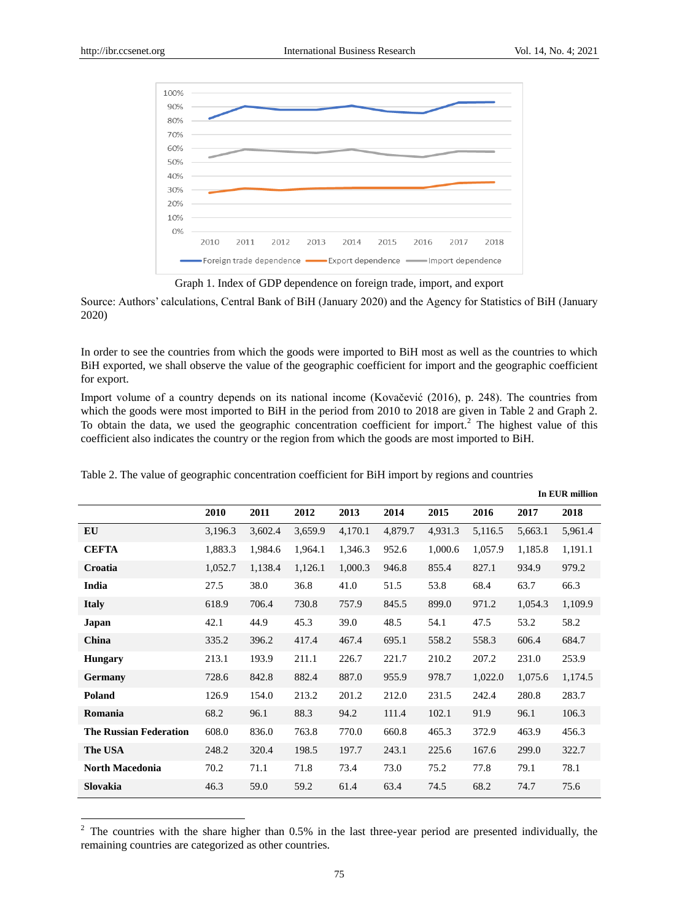Graph 1. Index of GDP dependence on foreign trade, import, and export

Source: Authors' calculations, Central Bank of BiH (January 2020) and the Agency for Statistics of BiH (January 2020)

In order to see the countries from which the goods were imported to BiH most as well as the countries to which BiH exported, we shall observe the value of the geographic coefficient for import and the geographic coefficient for export.

Import volume of a country depends on its national income (Kovačević (2016), p. 248). The countries from which the goods were most imported to BiH in the period from 2010 to 2018 are given in Table 2 and Graph 2. To obtain the data, we used the geographic concentration coefficient for import.[2] The highest value of this coefficient also indicates the country or the region from which the goods are most imported to BiH.

Table 2. The value of geographic concentration coefficient for BiH import by regions and countries

**In EUR million**

| | 2010 | 2011 | 2012 | 2013 | 2014 | 2015 | 2016 | 2017 | 2018 |
|---|---|---|---|---|---|---|---|---|---|
| **EU** | 3,196.3 | 3,602.4 | 3,659.9 | 4,170.1 | 4,879.7 | 4,931.3 | 5,116.5 | 5,663.1 | 5,961.4 |
| **CEFTA** | 1,883.3 | 1,984.6 | 1,964.1 | 1,346.3 | 952.6 | 1,000.6 | 1,057.9 | 1,185.8 | 1,191.1 |
| **Croatia** | 1,052.7 | 1,138.4 | 1,126.1 | 1,000.3 | 946.8 | 855.4 | 827.1 | 934.9 | 979.2 |
| **India** | 27.5 | 38.0 | 36.8 | 41.0 | 51.5 | 53.8 | 68.4 | 63.7 | 66.3 |
| **Italy** | 618.9 | 706.4 | 730.8 | 757.9 | 845.5 | 899.0 | 971.2 | 1,054.3 | 1,109.9 |
| **Japan** | 42.1 | 44.9 | 45.3 | 39.0 | 48.5 | 54.1 | 47.5 | 53.2 | 58.2 |
| **China** | 335.2 | 396.2 | 417.4 | 467.4 | 695.1 | 558.2 | 558.3 | 606.4 | 684.7 |
| **Hungary** | 213.1 | 193.9 | 211.1 | 226.7 | 221.7 | 210.2 | 207.2 | 231.0 | 253.9 |
| **Germany** | 728.6 | 842.8 | 882.4 | 887.0 | 955.9 | 978.7 | 1,022.0 | 1,075.6 | 1,174.5 |
| **Poland** | 126.9 | 154.0 | 213.2 | 201.2 | 212.0 | 231.5 | 242.4 | 280.8 | 283.7 |
| **Romania** | 68.2 | 96.1 | 88.3 | 94.2 | 111.4 | 102.1 | 91.9 | 96.1 | 106.3 |
| **The Russian Federation** | 608.0 | 836.0 | 763.8 | 770.0 | 660.8 | 465.3 | 372.9 | 463.9 | 456.3 |
| **The USA** | 248.2 | 320.4 | 198.5 | 197.7 | 243.1 | 225.6 | 167.6 | 299.0 | 322.7 |
| **North Macedonia** | 70.2 | 71.1 | 71.8 | 73.4 | 73.0 | 75.2 | 77.8 | 79.1 | 78.1 |
| **Slovakia** | 46.3 | 59.0 | 59.2 | 61.4 | 63.4 | 74.5 | 68.2 | 74.7 | 75.6 |

[2] The countries with the share higher than 0.5% in the last three-year period are presented individually, the remaining countries are categorized as other countries.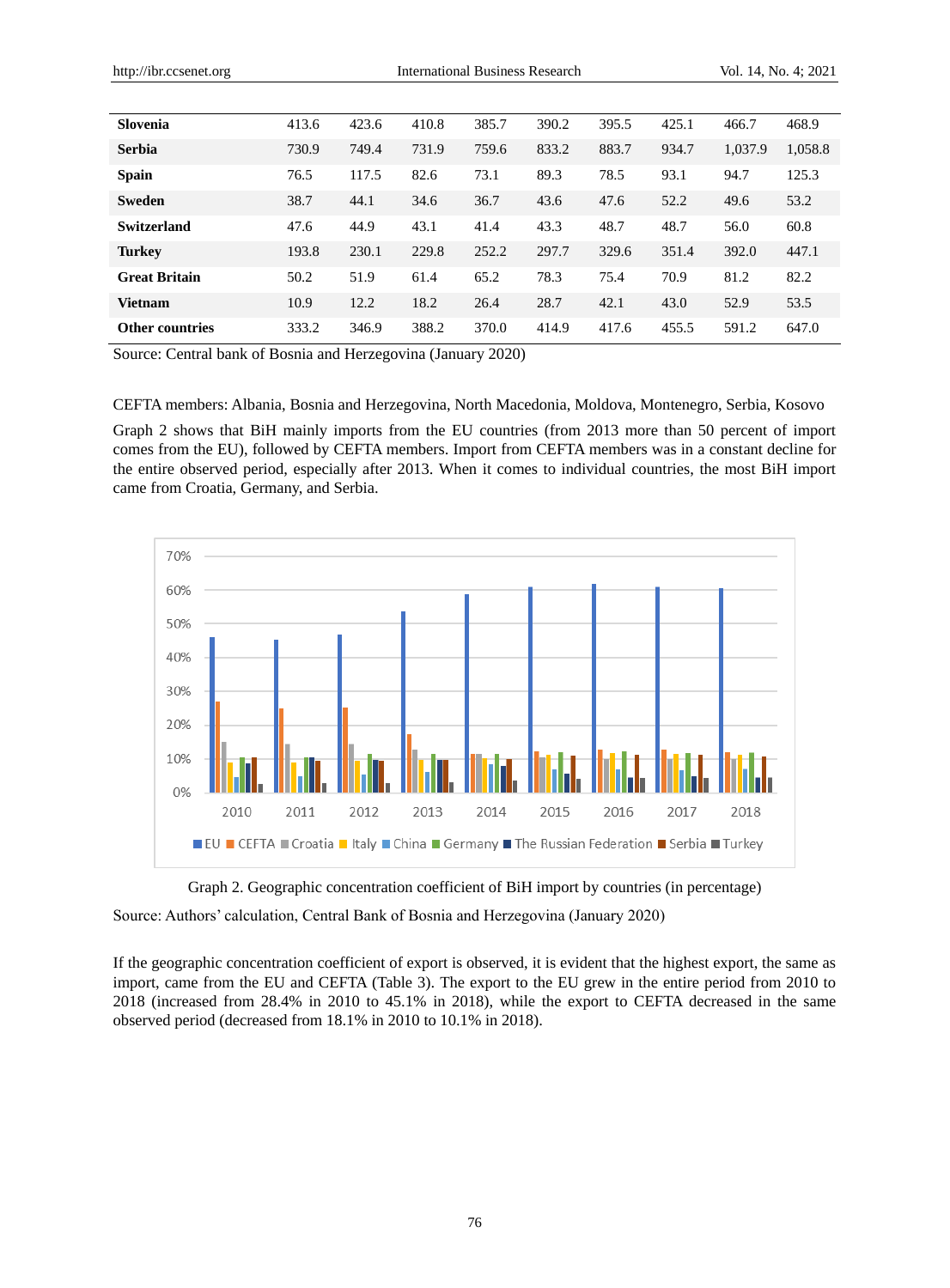| | | | | | | | | | |
|---|---|---|---|---|---|---|---|---|---|
| **Slovenia** | 413.6 | 423.6 | 410.8 | 385.7 | 390.2 | 395.5 | 425.1 | 466.7 | 468.9 |
| **Serbia** | 730.9 | 749.4 | 731.9 | 759.6 | 833.2 | 883.7 | 934.7 | 1,037.9 | 1,058.8 |
| **Spain** | 76.5 | 117.5 | 82.6 | 73.1 | 89.3 | 78.5 | 93.1 | 94.7 | 125.3 |
| **Sweden** | 38.7 | 44.1 | 34.6 | 36.7 | 43.6 | 47.6 | 52.2 | 49.6 | 53.2 |
| **Switzerland** | 47.6 | 44.9 | 43.1 | 41.4 | 43.3 | 48.7 | 48.7 | 56.0 | 60.8 |
| **Turkey** | 193.8 | 230.1 | 229.8 | 252.2 | 297.7 | 329.6 | 351.4 | 392.0 | 447.1 |
| **Great Britain** | 50.2 | 51.9 | 61.4 | 65.2 | 78.3 | 75.4 | 70.9 | 81.2 | 82.2 |
| **Vietnam** | 10.9 | 12.2 | 18.2 | 26.4 | 28.7 | 42.1 | 43.0 | 52.9 | 53.5 |
| **Other countries** | 333.2 | 346.9 | 388.2 | 370.0 | 414.9 | 417.6 | 455.5 | 591.2 | 647.0 |

Source: Central bank of Bosnia and Herzegovina (January 2020)

CEFTA members: Albania, Bosnia and Herzegovina, North Macedonia, Moldova, Montenegro, Serbia, Kosovo

Graph 2 shows that BiH mainly imports from the EU countries (from 2013 more than 50 percent of import comes from the EU), followed by CEFTA members. Import from CEFTA members was in a constant decline for the entire observed period, especially after 2013. When it comes to individual countries, the most BiH import came from Croatia, Germany, and Serbia.

Graph 2. Geographic concentration coefficient of BiH import by countries (in percentage)

Source: Authors' calculation, Central Bank of Bosnia and Herzegovina (January 2020)

If the geographic concentration coefficient of export is observed, it is evident that the highest export, the same as import, came from the EU and CEFTA (Table 3). The export to the EU grew in the entire period from 2010 to 2018 (increased from 28.4% in 2010 to 45.1% in 2018), while the export to CEFTA decreased in the same observed period (decreased from 18.1% in 2010 to 10.1% in 2018).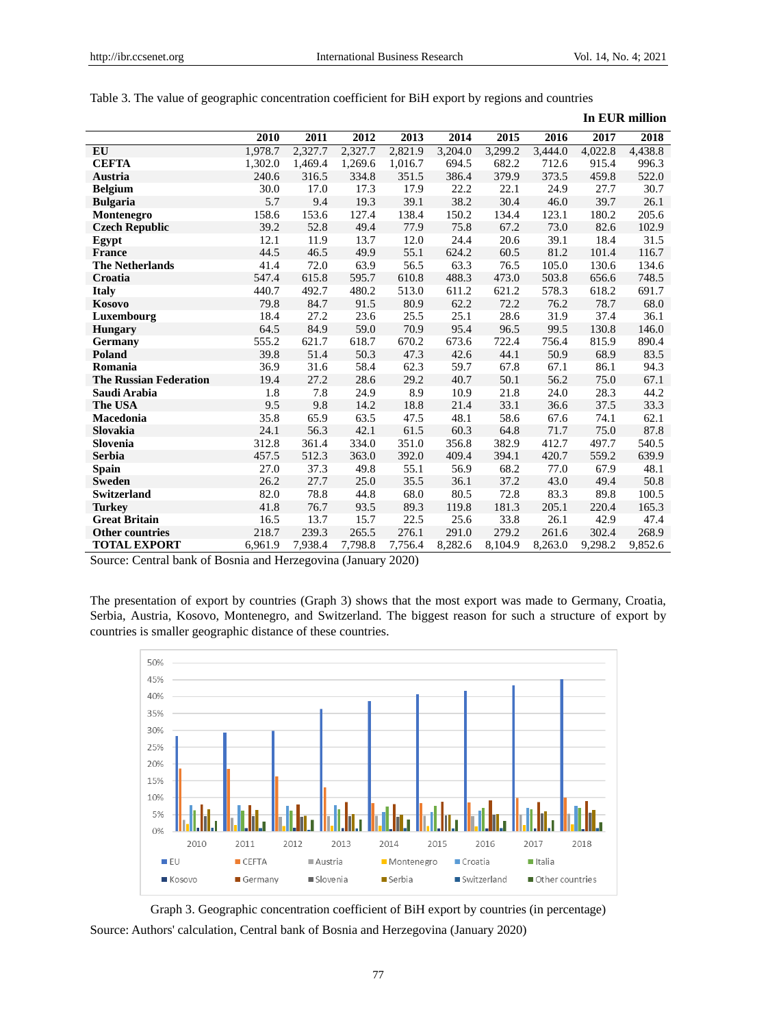Table 3. The value of geographic concentration coefficient for BiH export by regions and countries

**In EUR million**

| | 2010 | 2011 | 2012 | 2013 | 2014 | 2015 | 2016 | 2017 | 2018 |
|---|---|---|---|---|---|---|---|---|---|
| **EU** | 1,978.7 | 2,327.7 | 2,327.7 | 2,821.9 | 3,204.0 | 3,299.2 | 3,444.0 | 4,022.8 | 4,438.8 |
| **CEFTA** | 1,302.0 | 1,469.4 | 1,269.6 | 1,016.7 | 694.5 | 682.2 | 712.6 | 915.4 | 996.3 |
| **Austria** | 240.6 | 316.5 | 334.8 | 351.5 | 386.4 | 379.9 | 373.5 | 459.8 | 522.0 |
| **Belgium** | 30.0 | 17.0 | 17.3 | 17.9 | 22.2 | 22.1 | 24.9 | 27.7 | 30.7 |
| **Bulgaria** | 5.7 | 9.4 | 19.3 | 39.1 | 38.2 | 30.4 | 46.0 | 39.7 | 26.1 |
| **Montenegro** | 158.6 | 153.6 | 127.4 | 138.4 | 150.2 | 134.4 | 123.1 | 180.2 | 205.6 |
| **Czech Republic** | 39.2 | 52.8 | 49.4 | 77.9 | 75.8 | 67.2 | 73.0 | 82.6 | 102.9 |
| **Egypt** | 12.1 | 11.9 | 13.7 | 12.0 | 24.4 | 20.6 | 39.1 | 18.4 | 31.5 |
| **France** | 44.5 | 46.5 | 49.9 | 55.1 | 624.2 | 60.5 | 81.2 | 101.4 | 116.7 |
| **The Netherlands** | 41.4 | 72.0 | 63.9 | 56.5 | 63.3 | 76.5 | 105.0 | 130.6 | 134.6 |
| **Croatia** | 547.4 | 615.8 | 595.7 | 610.8 | 488.3 | 473.0 | 503.8 | 656.6 | 748.5 |
| **Italy** | 440.7 | 492.7 | 480.2 | 513.0 | 611.2 | 621.2 | 578.3 | 618.2 | 691.7 |
| **Kosovo** | 79.8 | 84.7 | 91.5 | 80.9 | 62.2 | 72.2 | 76.2 | 78.7 | 68.0 |
| **Luxembourg** | 18.4 | 27.2 | 23.6 | 25.5 | 25.1 | 28.6 | 31.9 | 37.4 | 36.1 |
| **Hungary** | 64.5 | 84.9 | 59.0 | 70.9 | 95.4 | 96.5 | 99.5 | 130.8 | 146.0 |
| **Germany** | 555.2 | 621.7 | 618.7 | 670.2 | 673.6 | 722.4 | 756.4 | 815.9 | 890.4 |
| **Poland** | 39.8 | 51.4 | 50.3 | 47.3 | 42.6 | 44.1 | 50.9 | 68.9 | 83.5 |
| **Romania** | 36.9 | 31.6 | 58.4 | 62.3 | 59.7 | 67.8 | 67.1 | 86.1 | 94.3 |
| **The Russian Federation** | 19.4 | 27.2 | 28.6 | 29.2 | 40.7 | 50.1 | 56.2 | 75.0 | 67.1 |
| **Saudi Arabia** | 1.8 | 7.8 | 24.9 | 8.9 | 10.9 | 21.8 | 24.0 | 28.3 | 44.2 |
| **The USA** | 9.5 | 9.8 | 14.2 | 18.8 | 21.4 | 33.1 | 36.6 | 37.5 | 33.3 |
| **Macedonia** | 35.8 | 65.9 | 63.5 | 47.5 | 48.1 | 58.6 | 67.6 | 74.1 | 62.1 |
| **Slovakia** | 24.1 | 56.3 | 42.1 | 61.5 | 60.3 | 64.8 | 71.7 | 75.0 | 87.8 |
| **Slovenia** | 312.8 | 361.4 | 334.0 | 351.0 | 356.8 | 382.9 | 412.7 | 497.7 | 540.5 |
| **Serbia** | 457.5 | 512.3 | 363.0 | 392.0 | 409.4 | 394.1 | 420.7 | 559.2 | 639.9 |
| **Spain** | 27.0 | 37.3 | 49.8 | 55.1 | 56.9 | 68.2 | 77.0 | 67.9 | 48.1 |
| **Sweden** | 26.2 | 27.7 | 25.0 | 35.5 | 36.1 | 37.2 | 43.0 | 49.4 | 50.8 |
| **Switzerland** | 82.0 | 78.8 | 44.8 | 68.0 | 80.5 | 72.8 | 83.3 | 89.8 | 100.5 |
| **Turkey** | 41.8 | 76.7 | 93.5 | 89.3 | 119.8 | 181.3 | 205.1 | 220.4 | 165.3 |
| **Great Britain** | 16.5 | 13.7 | 15.7 | 22.5 | 25.6 | 33.8 | 26.1 | 42.9 | 47.4 |
| **Other countries** | 218.7 | 239.3 | 265.5 | 276.1 | 291.0 | 279.2 | 261.6 | 302.4 | 268.9 |
| **TOTAL EXPORT** | 6,961.9 | 7,938.4 | 7,798.8 | 7,756.4 | 8,282.6 | 8,104.9 | 8,263.0 | 9,298.2 | 9,852.6 |

Source: Central bank of Bosnia and Herzegovina (January 2020)

The presentation of export by countries (Graph 3) shows that the most export was made to Germany, Croatia, Serbia, Austria, Kosovo, Montenegro, and Switzerland. The biggest reason for such a structure of export by countries is smaller geographic distance of these countries.

Graph 3. Geographic concentration coefficient of BiH export by countries (in percentage)

Source: Authors' calculation, Central bank of Bosnia and Herzegovina (January 2020)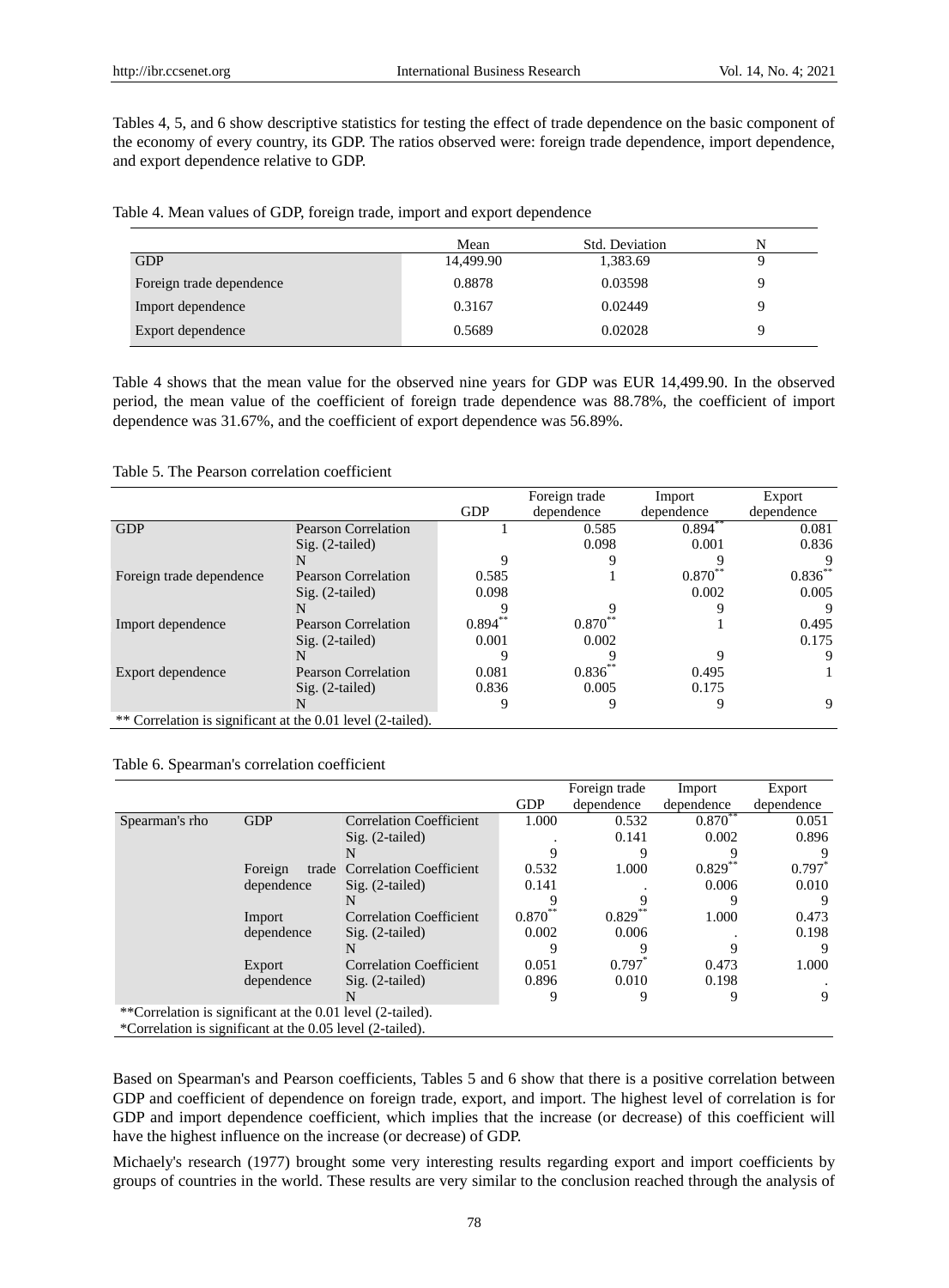Tables 4, 5, and 6 show descriptive statistics for testing the effect of trade dependence on the basic component of the economy of every country, its GDP. The ratios observed were: foreign trade dependence, import dependence, and export dependence relative to GDP.

Table 4. Mean values of GDP, foreign trade, import and export dependence

| | Mean | Std. Deviation | N |
|---|---|---|---|
| GDP | 14,499.90 | 1,383.69 | 9 |
| Foreign trade dependence | 0.8878 | 0.03598 | 9 |
| Import dependence | 0.3167 | 0.02449 | 9 |
| Export dependence | 0.5689 | 0.02028 | 9 |

Table 4 shows that the mean value for the observed nine years for GDP was EUR 14,499.90. In the observed period, the mean value of the coefficient of foreign trade dependence was 88.78%, the coefficient of import dependence was 31.67%, and the coefficient of export dependence was 56.89%.

Table 5. The Pearson correlation coefficient

| | | GDP | Foreign trade dependence | Import dependence | Export dependence |
|---|---|---|---|---|---|
| GDP | Pearson Correlation | 1 | 0.585 | 0.894** | 0.081 |
| | Sig. (2-tailed) | | 0.098 | 0.001 | 0.836 |
| | N | 9 | 9 | 9 | 9 |
| Foreign trade dependence | Pearson Correlation | 0.585 | 1 | 0.870** | 0.836** |
| | Sig. (2-tailed) | 0.098 | | 0.002 | 0.005 |
| | N | 9 | 9 | 9 | 9 |
| Import dependence | Pearson Correlation | 0.894** | 0.870** | 1 | 0.495 |
| | Sig. (2-tailed) | 0.001 | 0.002 | | 0.175 |
| | N | 9 | 9 | 9 | 9 |
| Export dependence | Pearson Correlation | 0.081 | 0.836** | 0.495 | 1 |
| | Sig. (2-tailed) | 0.836 | 0.005 | 0.175 | |
| | N | 9 | 9 | 9 | 9 |

** Correlation is significant at the 0.01 level (2-tailed).

Table 6. Spearman's correlation coefficient

| | | | GDP | Foreign trade dependence | Import dependence | Export dependence |
|---|---|---|---|---|---|---|
| Spearman's rho | GDP | Correlation Coefficient | 1.000 | 0.532 | 0.870** | 0.051 |
| | | Sig. (2-tailed) | . | 0.141 | 0.002 | 0.896 |
| | | N | 9 | 9 | 9 | 9 |
| | Foreign trade dependence | Correlation Coefficient | 0.532 | 1.000 | 0.829** | 0.797* |
| | | Sig. (2-tailed) | 0.141 | . | 0.006 | 0.010 |
| | | N | 9 | 9 | 9 | 9 |
| | Import dependence | Correlation Coefficient | 0.870** | 0.829** | 1.000 | 0.473 |
| | | Sig. (2-tailed) | 0.002 | 0.006 | . | 0.198 |
| | | N | 9 | 9 | 9 | 9 |
| | Export dependence | Correlation Coefficient | 0.051 | 0.797* | 0.473 | 1.000 |
| | | Sig. (2-tailed) | 0.896 | 0.010 | 0.198 | . |
| | | N | 9 | 9 | 9 | 9 |

**Correlation is significant at the 0.01 level (2-tailed).
*Correlation is significant at the 0.05 level (2-tailed).

Based on Spearman's and Pearson coefficients, Tables 5 and 6 show that there is a positive correlation between GDP and coefficient of dependence on foreign trade, export, and import. The highest level of correlation is for GDP and import dependence coefficient, which implies that the increase (or decrease) of this coefficient will have the highest influence on the increase (or decrease) of GDP.

Michaely's research (1977) brought some very interesting results regarding export and import coefficients by groups of countries in the world. These results are very similar to the conclusion reached through the analysis of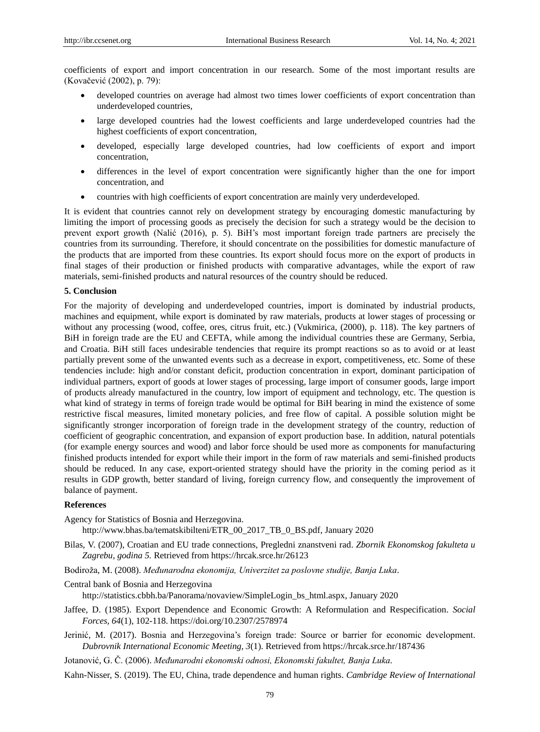coefficients of export and import concentration in our research. Some of the most important results are (Kovačević (2002), p. 79):

- developed countries on average had almost two times lower coefficients of export concentration than underdeveloped countries,
- large developed countries had the lowest coefficients and large underdeveloped countries had the highest coefficients of export concentration,
- developed, especially large developed countries, had low coefficients of export and import concentration,
- differences in the level of export concentration were significantly higher than the one for import concentration, and
- countries with high coefficients of export concentration are mainly very underdeveloped.

It is evident that countries cannot rely on development strategy by encouraging domestic manufacturing by limiting the import of processing goods as precisely the decision for such a strategy would be the decision to prevent export growth (Nalić (2016), p. 5). BiH's most important foreign trade partners are precisely the countries from its surrounding. Therefore, it should concentrate on the possibilities for domestic manufacture of the products that are imported from these countries. Its export should focus more on the export of products in final stages of their production or finished products with comparative advantages, while the export of raw materials, semi-finished products and natural resources of the country should be reduced.

## 5. Conclusion

For the majority of developing and underdeveloped countries, import is dominated by industrial products, machines and equipment, while export is dominated by raw materials, products at lower stages of processing or without any processing (wood, coffee, ores, citrus fruit, etc.) (Vukmirica, (2000), p. 118). The key partners of BiH in foreign trade are the EU and CEFTA, while among the individual countries these are Germany, Serbia, and Croatia. BiH still faces undesirable tendencies that require its prompt reactions so as to avoid or at least partially prevent some of the unwanted events such as a decrease in export, competitiveness, etc. Some of these tendencies include: high and/or constant deficit, production concentration in export, dominant participation of individual partners, export of goods at lower stages of processing, large import of consumer goods, large import of products already manufactured in the country, low import of equipment and technology, etc. The question is what kind of strategy in terms of foreign trade would be optimal for BiH bearing in mind the existence of some restrictive fiscal measures, limited monetary policies, and free flow of capital. A possible solution might be significantly stronger incorporation of foreign trade in the development strategy of the country, reduction of coefficient of geographic concentration, and expansion of export production base. In addition, natural potentials (for example energy sources and wood) and labor force should be used more as components for manufacturing finished products intended for export while their import in the form of raw materials and semi-finished products should be reduced. In any case, export-oriented strategy should have the priority in the coming period as it results in GDP growth, better standard of living, foreign currency flow, and consequently the improvement of balance of payment.

## References

Agency for Statistics of Bosnia and Herzegovina. http://www.bhas.ba/tematskibilteni/ETR_00_2017_TB_0_BS.pdf, January 2020

Bilas, V. (2007), Croatian and EU trade connections, Pregledni znanstveni rad. *Zbornik Ekonomskog fakulteta u Zagrebu, godina 5.* Retrieved from https://hrcak.srce.hr/26123

Bodiroža, M. (2008). *Međunarodna ekonomija, Univerzitet za poslovne studije, Banja Luka*.

Central bank of Bosnia and Herzegovina http://statistics.cbbh.ba/Panorama/novaview/SimpleLogin_bs_html.aspx, January 2020

Jaffee, D. (1985). Export Dependence and Economic Growth: A Reformulation and Respecification. *Social Forces, 64*(1), 102-118. https://doi.org/10.2307/2578974

Jerinić, M. (2017). Bosnia and Herzegovina's foreign trade: Source or barrier for economic development. *Dubrovnik International Economic Meeting, 3*(1). Retrieved from https://hrcak.srce.hr/187436

Jotanović, G. Č. (2006). *Međunarodni ekonomski odnosi, Ekonomski fakultet, Banja Luka*.

Kahn-Nisser, S. (2019). The EU, China, trade dependence and human rights. *Cambridge Review of International*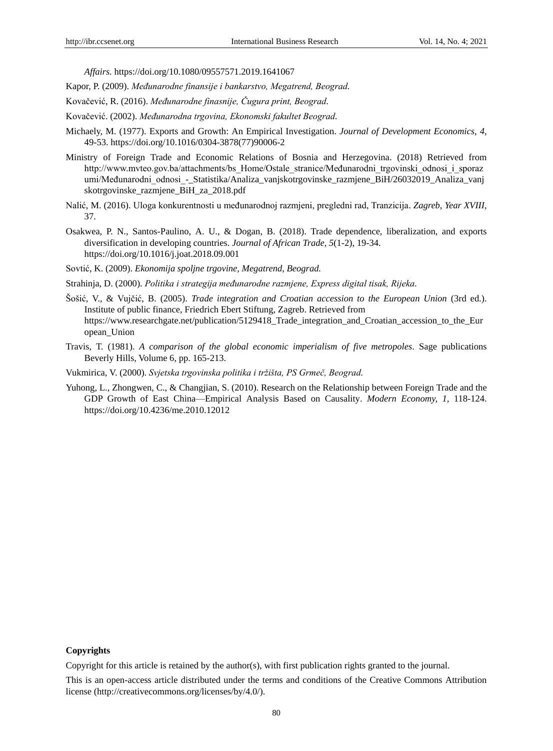*Affairs.* https://doi.org/10.1080/09557571.2019.1641067

Kapor, P. (2009). *Međunarodne finansije i bankarstvo, Megatrend, Beograd.*

Kovačević, R. (2016). *Međunarodne finasnije, Čugura print, Beograd*.

Kovačević. (2002). *Međunarodna trgovina, Ekonomski fakultet Beograd*.

Michaely, M. (1977). Exports and Growth: An Empirical Investigation. *Journal of Development Economics, 4*, 49-53. https://doi.org/10.1016/0304-3878(77)90006-2

Ministry of Foreign Trade and Economic Relations of Bosnia and Herzegovina. (2018) Retrieved from http://www.mvteo.gov.ba/attachments/bs_Home/Ostale_stranice/Međunarodni_trgovinski_odnosi_i_sporazumi/Međunarodni_odnosi_-_Statistika/Analiza_vanjskotrgovinske_razmjene_BiH/26032019_Analiza_vanjskotrgovinske_razmjene_BiH_za_2018.pdf

Nalić, M. (2016). Uloga konkurentnosti u međunarodnoj razmjeni, pregledni rad, Tranzicija. *Zagreb, Year XVIII*, 37.

Osakwea, P. N., Santos-Paulino, A. U., & Dogan, B. (2018). Trade dependence, liberalization, and exports diversification in developing countries. *Journal of African Trade, 5*(1-2), 19-34. https://doi.org/10.1016/j.joat.2018.09.001

Sovtić, K. (2009). *Ekonomija spoljne trgovine, Megatrend, Beograd.*

Strahinja, D. (2000). *Politika i strategija međunarodne razmjene, Express digital tisak, Rijeka*.

Šošić, V., & Vujčić, B. (2005). *Trade integration and Croatian accession to the European Union* (3rd ed.). Institute of public finance, Friedrich Ebert Stiftung, Zagreb. Retrieved from https://www.researchgate.net/publication/5129418_Trade_integration_and_Croatian_accession_to_the_European_Union

Travis, T. (1981). *A comparison of the global economic imperialism of five metropoles*. Sage publications Beverly Hills, Volume 6, pp. 165-213.

Vukmirica, V. (2000). *Svjetska trgovinska politika i tržišta, PS Grmeč, Beograd.*

Yuhong, L., Zhongwen, C., & Changjian, S. (2010). Research on the Relationship between Foreign Trade and the GDP Growth of East China—Empirical Analysis Based on Causality. *Modern Economy, 1*, 118-124. https://doi.org/10.4236/me.2010.12012

**Copyrights**

Copyright for this article is retained by the author(s), with first publication rights granted to the journal.

This is an open-access article distributed under the terms and conditions of the Creative Commons Attribution license (http://creativecommons.org/licenses/by/4.0/).